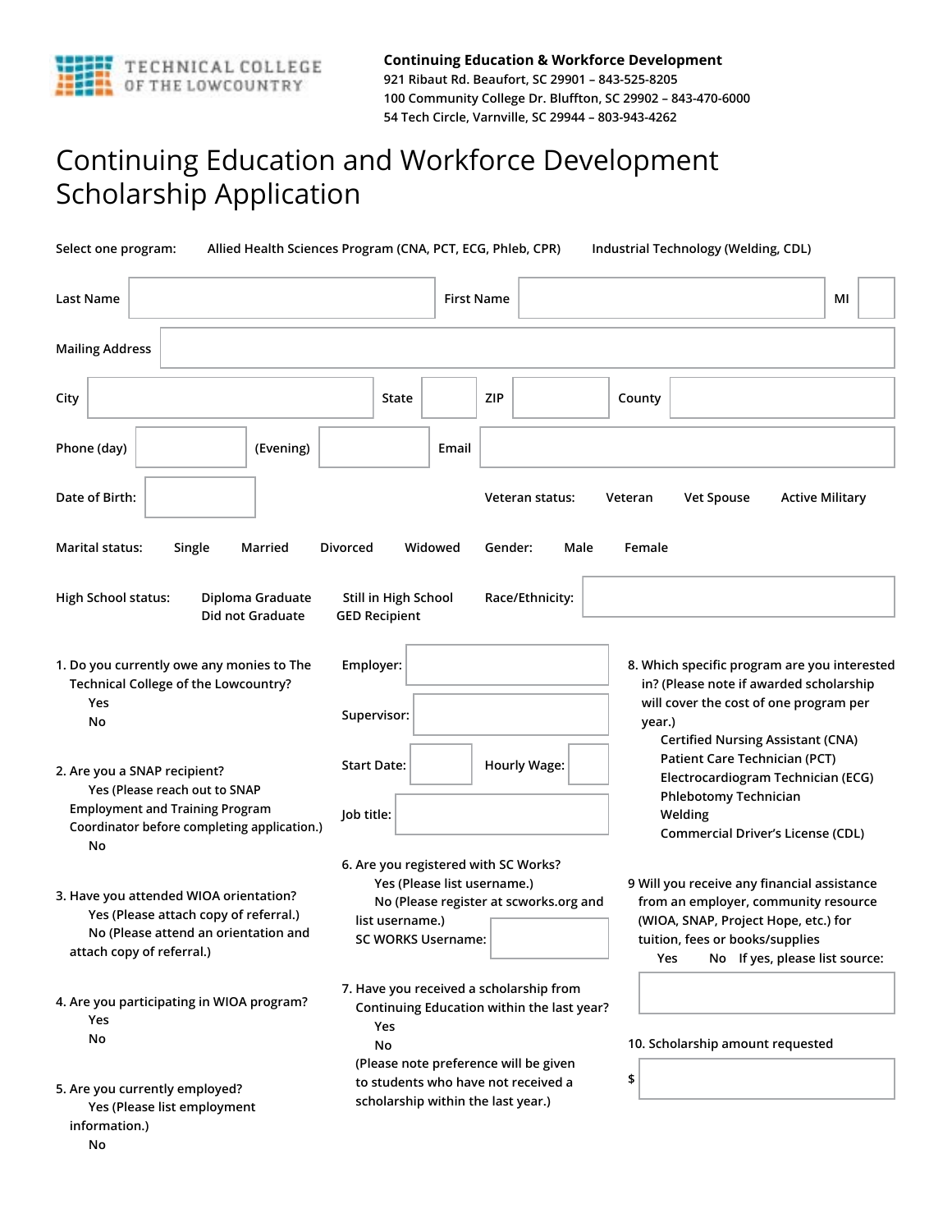**Continuing Education & Workforce Development**
921 Ribaut Rd. Beaufort, SC 29901 – 843-525-8205
100 Community College Dr. Bluffton, SC 29902 – 843-470-6000
54 Tech Circle, Varnville, SC 29944 – 803-943-4262

TECHNICAL COLLEGE OF THE LOWCOUNTRY

# Continuing Education and Workforce Development Scholarship Application

Select one program: Allied Health Sciences Program (CNA, PCT, ECG, Phleb, CPR) Industrial Technology (Welding, CDL)

Last Name ______ First Name ______ MI ___

Mailing Address ______

City ______ State ___ ZIP ___ County ______

Phone (day) ______ (Evening) ______ Email ______

Date of Birth: ______

Veteran status: Veteran Vet Spouse Active Military

Marital status: Single Married Divorced Widowed

Gender: Male Female

High School status: Diploma Graduate Did not Graduate Still in High School GED Recipient

Race/Ethnicity: ______

1. Do you currently owe any monies to The Technical College of the Lowcountry?
   - Yes
   - No

2. Are you a SNAP recipient?
   - Yes (Please reach out to SNAP Employment and Training Program Coordinator before completing application.)
   - No

3. Have you attended WIOA orientation?
   - Yes (Please attach copy of referral.)
   - No (Please attend an orientation and attach copy of referral.)

4. Are you participating in WIOA program?
   - Yes
   - No

5. Are you currently employed?
   - Yes (Please list employment information.)
   - No

Employer: ______

Supervisor: ______

Start Date: ______ Hourly Wage: ______

Job title: ______

6. Are you registered with SC Works?
   - Yes (Please list username.)
   - No (Please register at scworks.org and list username.)

   SC WORKS Username: ______

7. Have you received a scholarship from Continuing Education within the last year?
   - Yes
   - No

   (Please note preference will be given to students who have not received a scholarship within the last year.)

8. Which specific program are you interested in? (Please note if awarded scholarship will cover the cost of one program per year.)
   - Certified Nursing Assistant (CNA)
   - Patient Care Technician (PCT)
   - Electrocardiogram Technician (ECG)
   - Phlebotomy Technician
   - Welding
   - Commercial Driver's License (CDL)

9. Will you receive any financial assistance from an employer, community resource (WIOA, SNAP, Project Hope, etc.) for tuition, fees or books/supplies
   - Yes No If yes, please list source: ______

10. Scholarship amount requested

    $ ______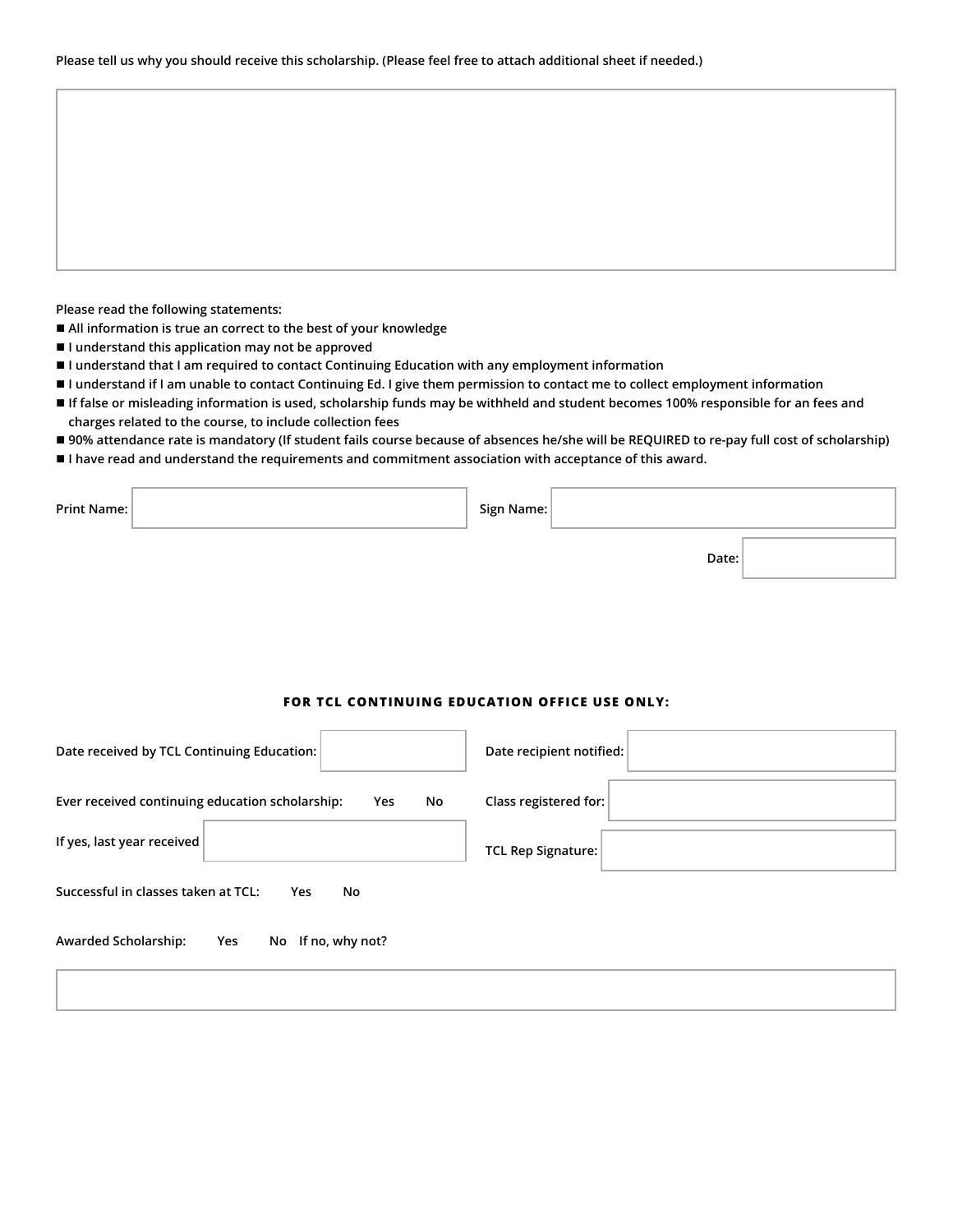Please tell us why you should receive this scholarship. (Please feel free to attach additional sheet if needed.)

Please read the following statements:

- All information is true an correct to the best of your knowledge
- I understand this application may not be approved
- I understand that I am required to contact Continuing Education with any employment information
- I understand if I am unable to contact Continuing Ed. I give them permission to contact me to collect employment information
- If false or misleading information is used, scholarship funds may be withheld and student becomes 100% responsible for an fees and charges related to the course, to include collection fees
- 90% attendance rate is mandatory (If student fails course because of absences he/she will be REQUIRED to re-pay full cost of scholarship)
- I have read and understand the requirements and commitment association with acceptance of this award.

Print Name:

Sign Name:

Date:

**FOR TCL CONTINUING EDUCATION OFFICE USE ONLY:**

Date received by TCL Continuing Education:

Date recipient notified:

Ever received continuing education scholarship: Yes No

Class registered for:

If yes, last year received

TCL Rep Signature:

Successful in classes taken at TCL: Yes No

Awarded Scholarship: Yes No If no, why not?